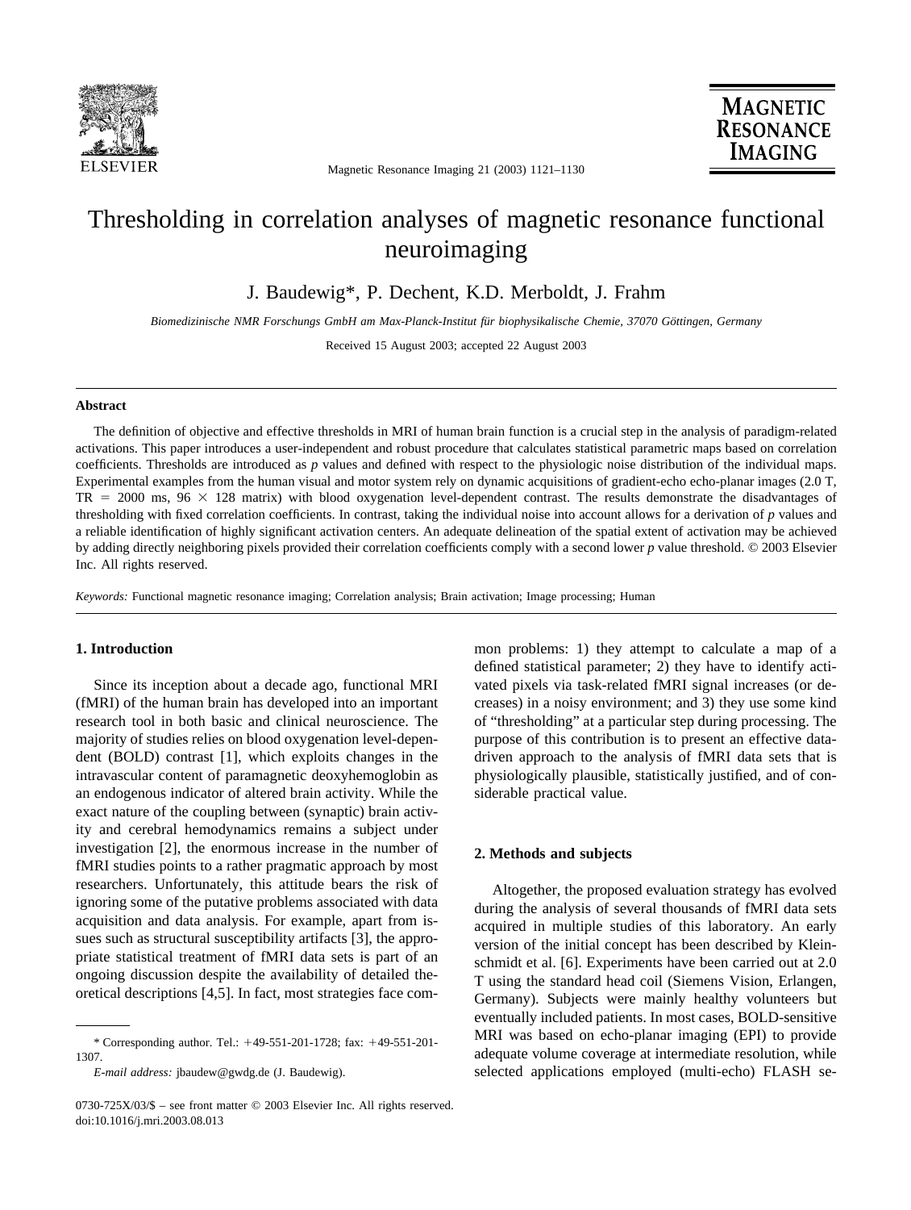# Thresholding in correlation analyses of magnetic resonance functional neuroimaging

J. Baudewig*, P. Dechent, K.D. Merboldt, J. Frahm

*Biomedizinische NMR Forschungs GmbH am Max-Planck-Institut für biophysikalische Chemie, 37070 Göttingen, Germany*

Received 15 August 2003; accepted 22 August 2003

## Abstract

The definition of objective and effective thresholds in MRI of human brain function is a crucial step in the analysis of paradigm-related activations. This paper introduces a user-independent and robust procedure that calculates statistical parametric maps based on correlation coefficients. Thresholds are introduced as *p* values and defined with respect to the physiologic noise distribution of the individual maps. Experimental examples from the human visual and motor system rely on dynamic acquisitions of gradient-echo echo-planar images (2.0 T, TR = 2000 ms, 96 × 128 matrix) with blood oxygenation level-dependent contrast. The results demonstrate the disadvantages of thresholding with fixed correlation coefficients. In contrast, taking the individual noise into account allows for a derivation of *p* values and a reliable identification of highly significant activation centers. An adequate delineation of the spatial extent of activation may be achieved by adding directly neighboring pixels provided their correlation coefficients comply with a second lower *p* value threshold. © 2003 Elsevier Inc. All rights reserved.

*Keywords:* Functional magnetic resonance imaging; Correlation analysis; Brain activation; Image processing; Human

## 1. Introduction

Since its inception about a decade ago, functional MRI (fMRI) of the human brain has developed into an important research tool in both basic and clinical neuroscience. The majority of studies relies on blood oxygenation level-dependent (BOLD) contrast [1], which exploits changes in the intravascular content of paramagnetic deoxyhemoglobin as an endogenous indicator of altered brain activity. While the exact nature of the coupling between (synaptic) brain activity and cerebral hemodynamics remains a subject under investigation [2], the enormous increase in the number of fMRI studies points to a rather pragmatic approach by most researchers. Unfortunately, this attitude bears the risk of ignoring some of the putative problems associated with data acquisition and data analysis. For example, apart from issues such as structural susceptibility artifacts [3], the appropriate statistical treatment of fMRI data sets is part of an ongoing discussion despite the availability of detailed theoretical descriptions [4,5]. In fact, most strategies face common problems: 1) they attempt to calculate a map of a defined statistical parameter; 2) they have to identify activated pixels via task-related fMRI signal increases (or decreases) in a noisy environment; and 3) they use some kind of "thresholding" at a particular step during processing. The purpose of this contribution is to present an effective data-driven approach to the analysis of fMRI data sets that is physiologically plausible, statistically justified, and of considerable practical value.

## 2. Methods and subjects

Altogether, the proposed evaluation strategy has evolved during the analysis of several thousands of fMRI data sets acquired in multiple studies of this laboratory. An early version of the initial concept has been described by Kleinschmidt et al. [6]. Experiments have been carried out at 2.0 T using the standard head coil (Siemens Vision, Erlangen, Germany). Subjects were mainly healthy volunteers but eventually included patients. In most cases, BOLD-sensitive MRI was based on echo-planar imaging (EPI) to provide adequate volume coverage at intermediate resolution, while selected applications employed (multi-echo) FLASH se-

\* Corresponding author. Tel.: +49-551-201-1728; fax: +49-551-201-1307.

*E-mail address:* jbaudew@gwdg.de (J. Baudewig).

0730-725X/03/$ – see front matter © 2003 Elsevier Inc. All rights reserved.
doi:10.1016/j.mri.2003.08.013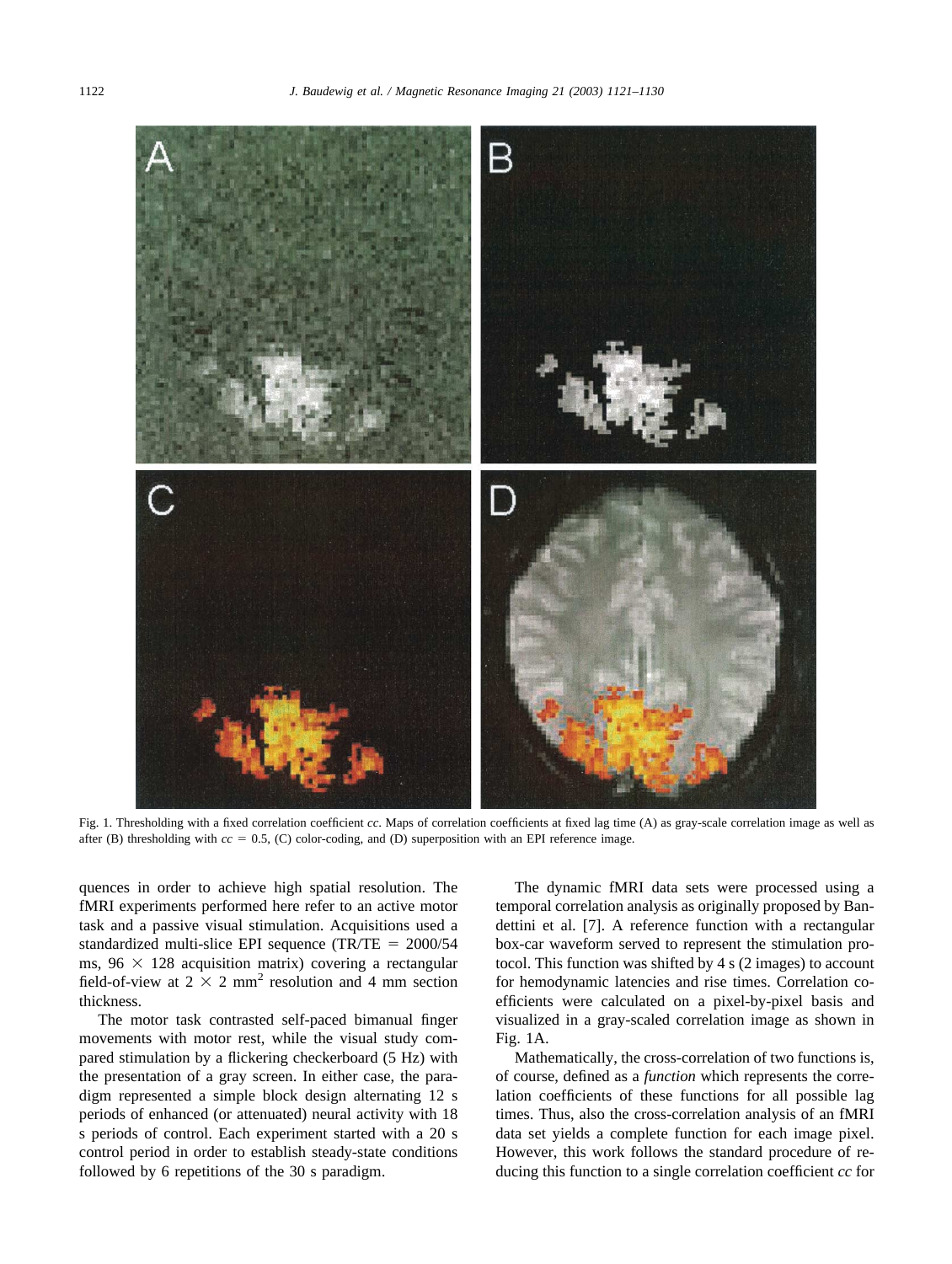Fig. 1. Thresholding with a fixed correlation coefficient *cc*. Maps of correlation coefficients at fixed lag time (A) as gray-scale correlation image as well as after (B) thresholding with $cc = 0.5$, (C) color-coding, and (D) superposition with an EPI reference image.

quences in order to achieve high spatial resolution. The fMRI experiments performed here refer to an active motor task and a passive visual stimulation. Acquisitions used a standardized multi-slice EPI sequence (TR/TE = 2000/54 ms, $96 \times 128$ acquisition matrix) covering a rectangular field-of-view at $2 \times 2$ mm$^2$ resolution and 4 mm section thickness.

The motor task contrasted self-paced bimanual finger movements with motor rest, while the visual study compared stimulation by a flickering checkerboard (5 Hz) with the presentation of a gray screen. In either case, the paradigm represented a simple block design alternating 12 s periods of enhanced (or attenuated) neural activity with 18 s periods of control. Each experiment started with a 20 s control period in order to establish steady-state conditions followed by 6 repetitions of the 30 s paradigm.

The dynamic fMRI data sets were processed using a temporal correlation analysis as originally proposed by Bandettini et al. [7]. A reference function with a rectangular box-car waveform served to represent the stimulation protocol. This function was shifted by 4 s (2 images) to account for hemodynamic latencies and rise times. Correlation coefficients were calculated on a pixel-by-pixel basis and visualized in a gray-scaled correlation image as shown in Fig. 1A.

Mathematically, the cross-correlation of two functions is, of course, defined as a *function* which represents the correlation coefficients of these functions for all possible lag times. Thus, also the cross-correlation analysis of an fMRI data set yields a complete function for each image pixel. However, this work follows the standard procedure of reducing this function to a single correlation coefficient *cc* for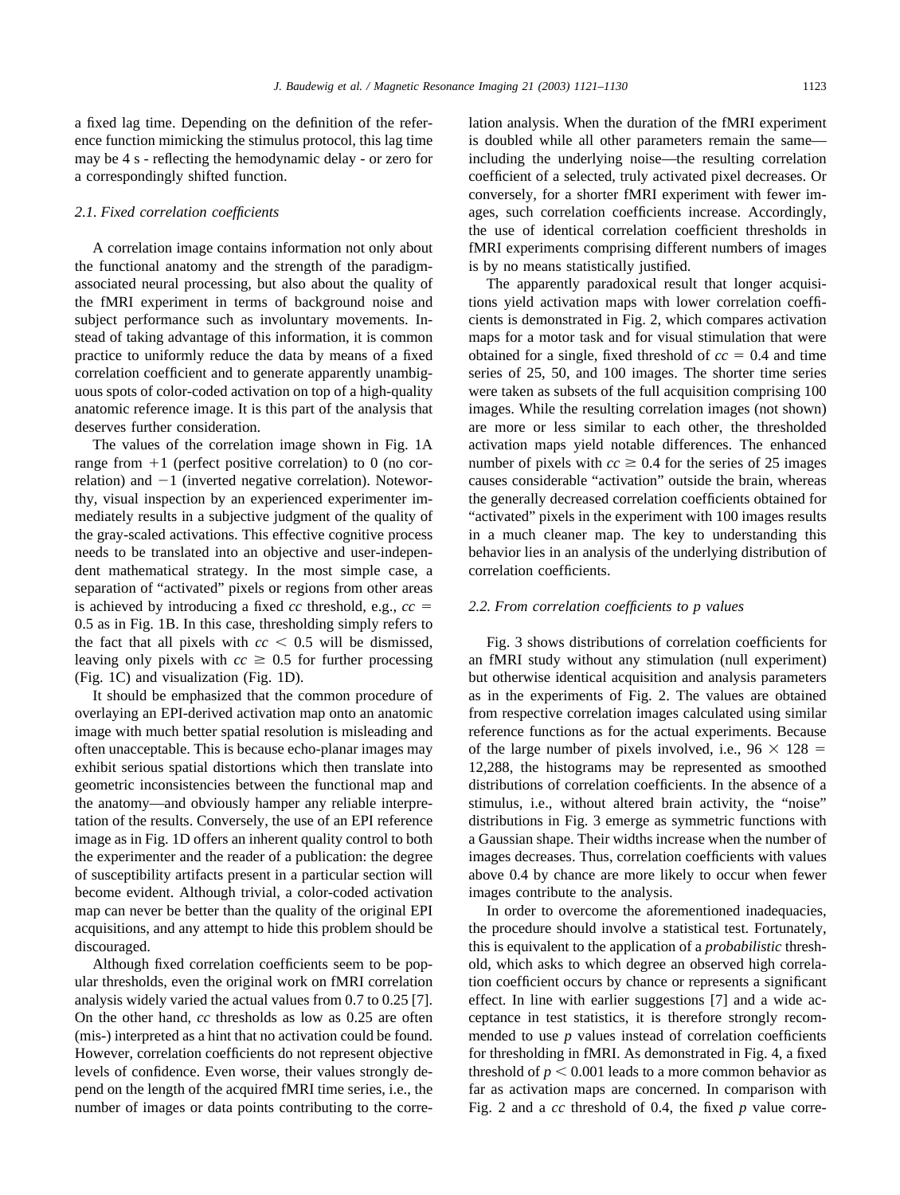a fixed lag time. Depending on the definition of the reference function mimicking the stimulus protocol, this lag time may be 4 s - reflecting the hemodynamic delay - or zero for a correspondingly shifted function.

### 2.1. Fixed correlation coefficients

A correlation image contains information not only about the functional anatomy and the strength of the paradigm-associated neural processing, but also about the quality of the fMRI experiment in terms of background noise and subject performance such as involuntary movements. Instead of taking advantage of this information, it is common practice to uniformly reduce the data by means of a fixed correlation coefficient and to generate apparently unambiguous spots of color-coded activation on top of a high-quality anatomic reference image. It is this part of the analysis that deserves further consideration.

The values of the correlation image shown in Fig. 1A range from $+1$ (perfect positive correlation) to 0 (no correlation) and $-1$ (inverted negative correlation). Noteworthy, visual inspection by an experienced experimenter immediately results in a subjective judgment of the quality of the gray-scaled activations. This effective cognitive process needs to be translated into an objective and user-independent mathematical strategy. In the most simple case, a separation of "activated" pixels or regions from other areas is achieved by introducing a fixed *cc* threshold, e.g., $cc = 0.5$ as in Fig. 1B. In this case, thresholding simply refers to the fact that all pixels with $cc < 0.5$ will be dismissed, leaving only pixels with $cc \geq 0.5$ for further processing (Fig. 1C) and visualization (Fig. 1D).

It should be emphasized that the common procedure of overlaying an EPI-derived activation map onto an anatomic image with much better spatial resolution is misleading and often unacceptable. This is because echo-planar images may exhibit serious spatial distortions which then translate into geometric inconsistencies between the functional map and the anatomy—and obviously hamper any reliable interpretation of the results. Conversely, the use of an EPI reference image as in Fig. 1D offers an inherent quality control to both the experimenter and the reader of a publication: the degree of susceptibility artifacts present in a particular section will become evident. Although trivial, a color-coded activation map can never be better than the quality of the original EPI acquisitions, and any attempt to hide this problem should be discouraged.

Although fixed correlation coefficients seem to be popular thresholds, even the original work on fMRI correlation analysis widely varied the actual values from 0.7 to 0.25 [7]. On the other hand, *cc* thresholds as low as 0.25 are often (mis-) interpreted as a hint that no activation could be found. However, correlation coefficients do not represent objective levels of confidence. Even worse, their values strongly depend on the length of the acquired fMRI time series, i.e., the number of images or data points contributing to the correlation analysis. When the duration of the fMRI experiment is doubled while all other parameters remain the same—including the underlying noise—the resulting correlation coefficient of a selected, truly activated pixel decreases. Or conversely, for a shorter fMRI experiment with fewer images, such correlation coefficients increase. Accordingly, the use of identical correlation coefficient thresholds in fMRI experiments comprising different numbers of images is by no means statistically justified.

The apparently paradoxical result that longer acquisitions yield activation maps with lower correlation coefficients is demonstrated in Fig. 2, which compares activation maps for a motor task and for visual stimulation that were obtained for a single, fixed threshold of $cc = 0.4$ and time series of 25, 50, and 100 images. The shorter time series were taken as subsets of the full acquisition comprising 100 images. While the resulting correlation images (not shown) are more or less similar to each other, the thresholded activation maps yield notable differences. The enhanced number of pixels with $cc \geq 0.4$ for the series of 25 images causes considerable "activation" outside the brain, whereas the generally decreased correlation coefficients obtained for "activated" pixels in the experiment with 100 images results in a much cleaner map. The key to understanding this behavior lies in an analysis of the underlying distribution of correlation coefficients.

### 2.2. From correlation coefficients to p values

Fig. 3 shows distributions of correlation coefficients for an fMRI study without any stimulation (null experiment) but otherwise identical acquisition and analysis parameters as in the experiments of Fig. 2. The values are obtained from respective correlation images calculated using similar reference functions as for the actual experiments. Because of the large number of pixels involved, i.e., $96 \times 128 = 12{,}288$, the histograms may be represented as smoothed distributions of correlation coefficients. In the absence of a stimulus, i.e., without altered brain activity, the "noise" distributions in Fig. 3 emerge as symmetric functions with a Gaussian shape. Their widths increase when the number of images decreases. Thus, correlation coefficients with values above 0.4 by chance are more likely to occur when fewer images contribute to the analysis.

In order to overcome the aforementioned inadequacies, the procedure should involve a statistical test. Fortunately, this is equivalent to the application of a *probabilistic* threshold, which asks to which degree an observed high correlation coefficient occurs by chance or represents a significant effect. In line with earlier suggestions [7] and a wide acceptance in test statistics, it is therefore strongly recommended to use *p* values instead of correlation coefficients for thresholding in fMRI. As demonstrated in Fig. 4, a fixed threshold of $p < 0.001$ leads to a more common behavior as far as activation maps are concerned. In comparison with Fig. 2 and a *cc* threshold of 0.4, the fixed *p* value corre-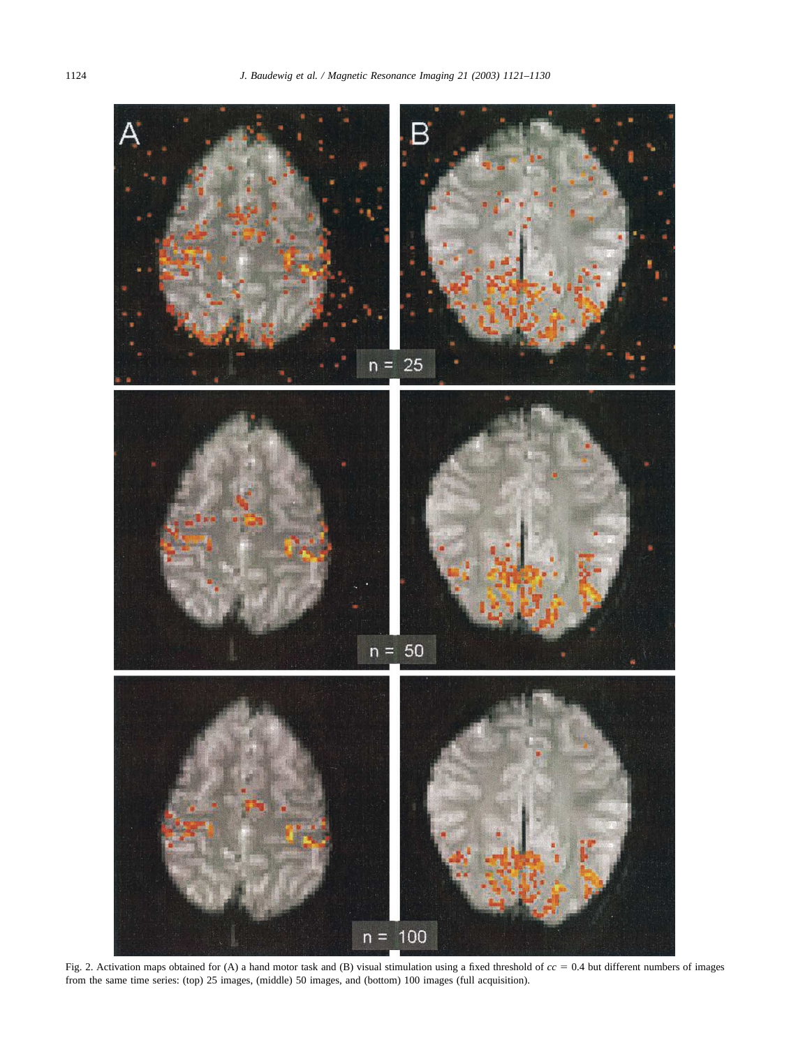Fig. 2. Activation maps obtained for (A) a hand motor task and (B) visual stimulation using a fixed threshold of $cc = 0.4$ but different numbers of images from the same time series: (top) 25 images, (middle) 50 images, and (bottom) 100 images (full acquisition).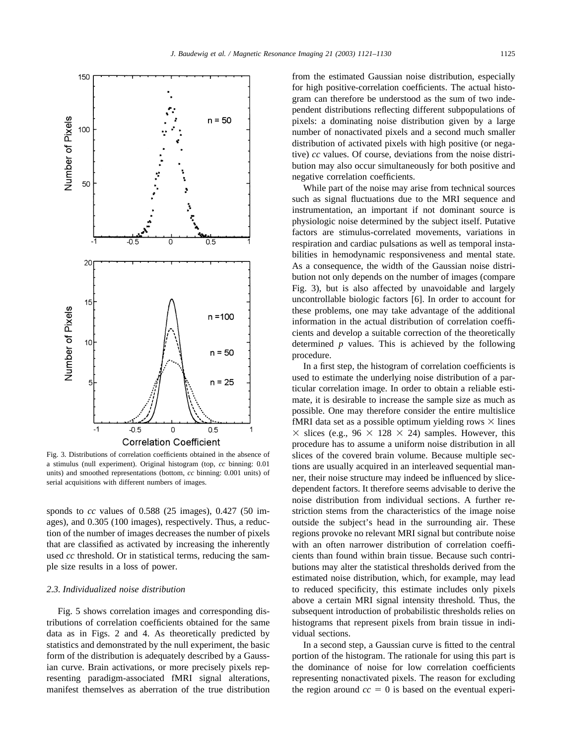Fig. 3. Distributions of correlation coefficients obtained in the absence of a stimulus (null experiment). Original histogram (top, *cc* binning: 0.01 units) and smoothed representations (bottom, *cc* binning: 0.001 units) of serial acquisitions with different numbers of images.

sponds to *cc* values of 0.588 (25 images), 0.427 (50 images), and 0.305 (100 images), respectively. Thus, a reduction of the number of images decreases the number of pixels that are classified as activated by increasing the inherently used *cc* threshold. Or in statistical terms, reducing the sample size results in a loss of power.

### 2.3. Individualized noise distribution

Fig. 5 shows correlation images and corresponding distributions of correlation coefficients obtained for the same data as in Figs. 2 and 4. As theoretically predicted by statistics and demonstrated by the null experiment, the basic form of the distribution is adequately described by a Gaussian curve. Brain activations, or more precisely pixels representing paradigm-associated fMRI signal alterations, manifest themselves as aberration of the true distribution from the estimated Gaussian noise distribution, especially for high positive-correlation coefficients. The actual histogram can therefore be understood as the sum of two independent distributions reflecting different subpopulations of pixels: a dominating noise distribution given by a large number of nonactivated pixels and a second much smaller distribution of activated pixels with high positive (or negative) *cc* values. Of course, deviations from the noise distribution may also occur simultaneously for both positive and negative correlation coefficients.

While part of the noise may arise from technical sources such as signal fluctuations due to the MRI sequence and instrumentation, an important if not dominant source is physiologic noise determined by the subject itself. Putative factors are stimulus-correlated movements, variations in respiration and cardiac pulsations as well as temporal instabilities in hemodynamic responsiveness and mental state. As a consequence, the width of the Gaussian noise distribution not only depends on the number of images (compare Fig. 3), but is also affected by unavoidable and largely uncontrollable biologic factors [6]. In order to account for these problems, one may take advantage of the additional information in the actual distribution of correlation coefficients and develop a suitable correction of the theoretically determined *p* values. This is achieved by the following procedure.

In a first step, the histogram of correlation coefficients is used to estimate the underlying noise distribution of a particular correlation image. In order to obtain a reliable estimate, it is desirable to increase the sample size as much as possible. One may therefore consider the entire multislice fMRI data set as a possible optimum yielding rows $\times$ lines $\times$ slices (e.g., $96 \times 128 \times 24$) samples. However, this procedure has to assume a uniform noise distribution in all slices of the covered brain volume. Because multiple sections are usually acquired in an interleaved sequential manner, their noise structure may indeed be influenced by slice-dependent factors. It therefore seems advisable to derive the noise distribution from individual sections. A further restriction stems from the characteristics of the image noise outside the subject's head in the surrounding air. These regions provoke no relevant MRI signal but contribute noise with an often narrower distribution of correlation coefficients than found within brain tissue. Because such contributions may alter the statistical thresholds derived from the estimated noise distribution, which, for example, may lead to reduced specificity, this estimate includes only pixels above a certain MRI signal intensity threshold. Thus, the subsequent introduction of probabilistic thresholds relies on histograms that represent pixels from brain tissue in individual sections.

In a second step, a Gaussian curve is fitted to the central portion of the histogram. The rationale for using this part is the dominance of noise for low correlation coefficients representing nonactivated pixels. The reason for excluding the region around $cc = 0$ is based on the eventual experi-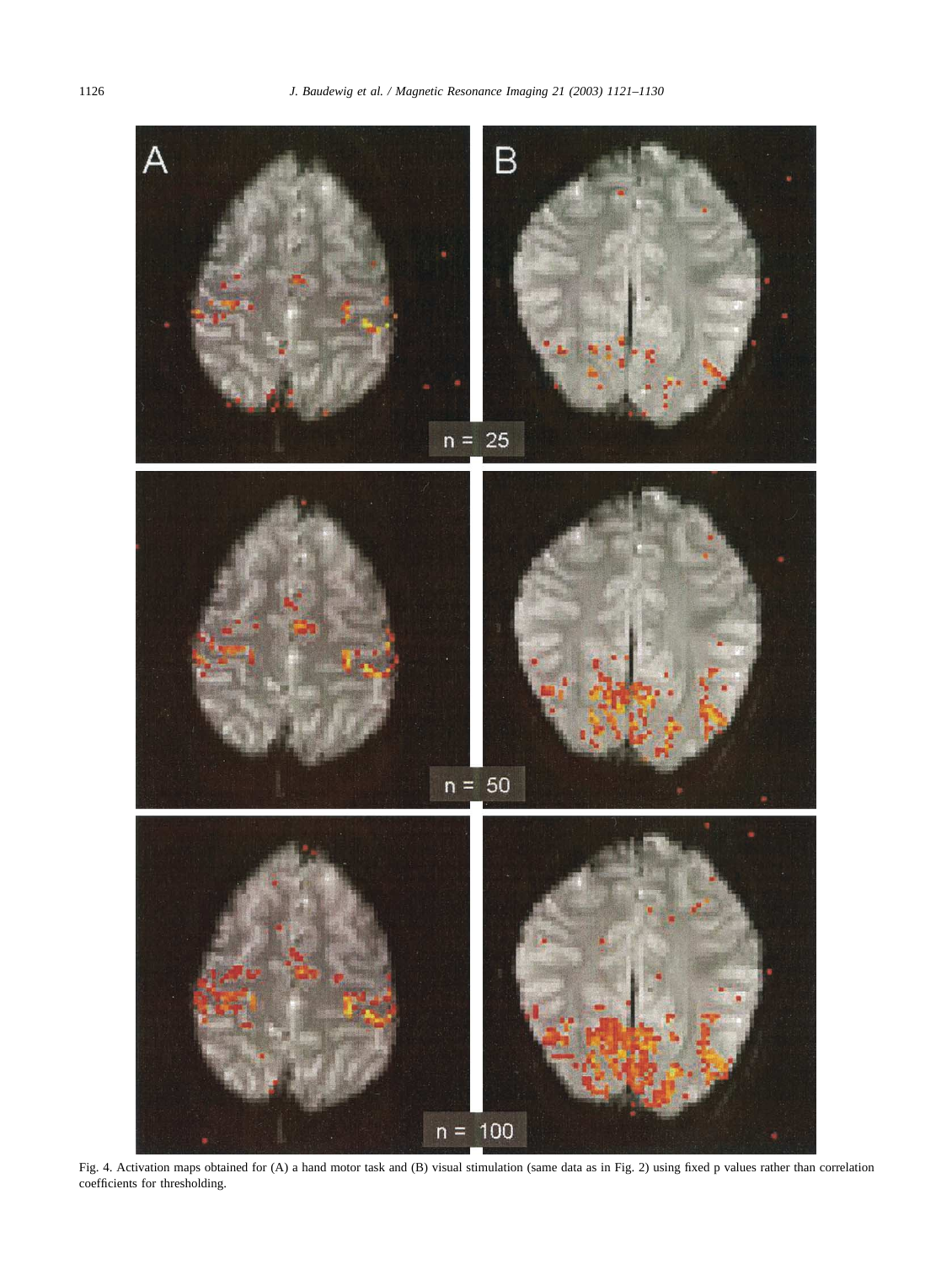Fig. 4. Activation maps obtained for (A) a hand motor task and (B) visual stimulation (same data as in Fig. 2) using fixed p values rather than correlation coefficients for thresholding.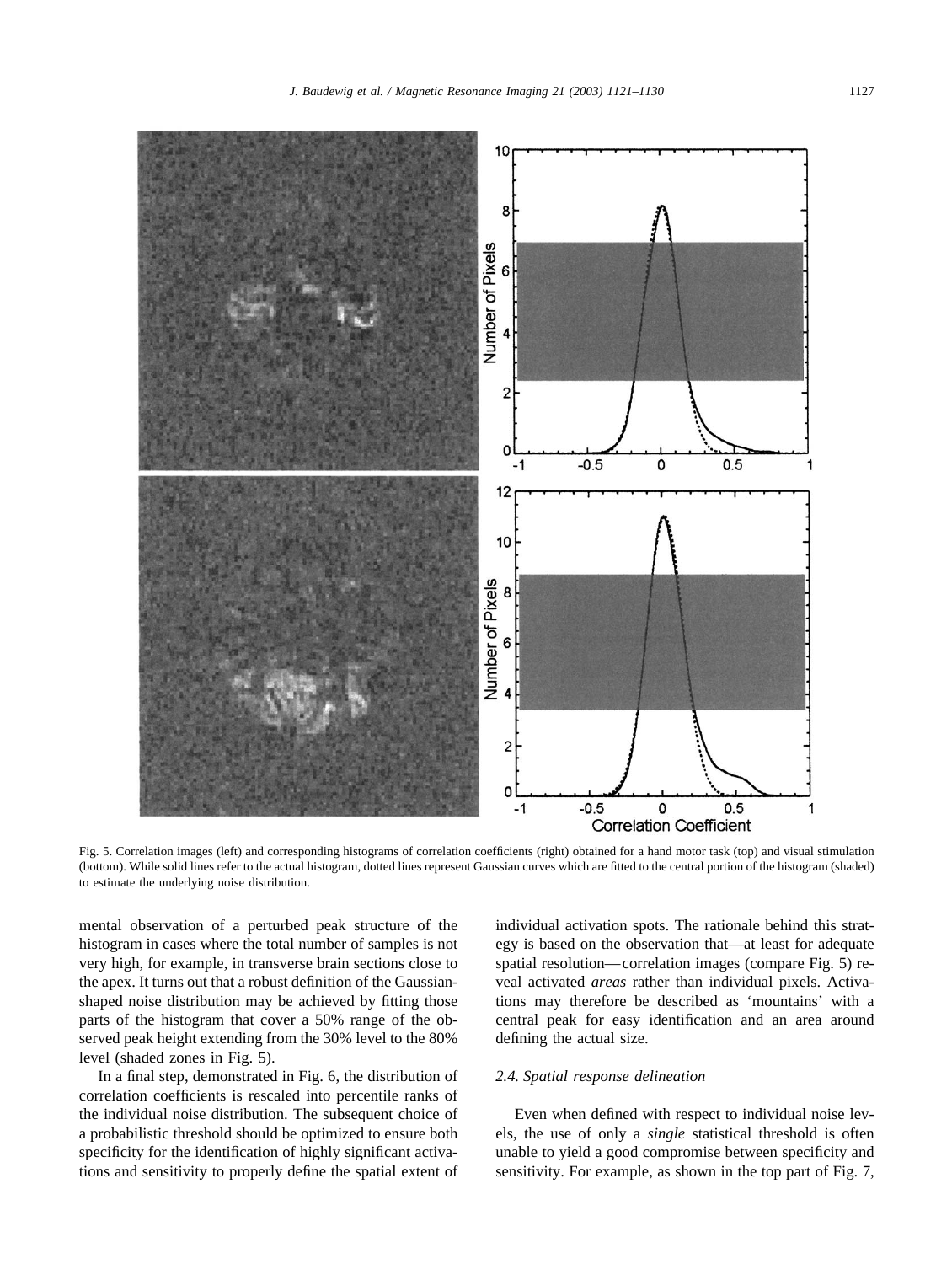Fig. 5. Correlation images (left) and corresponding histograms of correlation coefficients (right) obtained for a hand motor task (top) and visual stimulation (bottom). While solid lines refer to the actual histogram, dotted lines represent Gaussian curves which are fitted to the central portion of the histogram (shaded) to estimate the underlying noise distribution.

mental observation of a perturbed peak structure of the histogram in cases where the total number of samples is not very high, for example, in transverse brain sections close to the apex. It turns out that a robust definition of the Gaussian-shaped noise distribution may be achieved by fitting those parts of the histogram that cover a 50% range of the observed peak height extending from the 30% level to the 80% level (shaded zones in Fig. 5).

In a final step, demonstrated in Fig. 6, the distribution of correlation coefficients is rescaled into percentile ranks of the individual noise distribution. The subsequent choice of a probabilistic threshold should be optimized to ensure both specificity for the identification of highly significant activations and sensitivity to properly define the spatial extent of individual activation spots. The rationale behind this strategy is based on the observation that—at least for adequate spatial resolution—correlation images (compare Fig. 5) reveal activated *areas* rather than individual pixels. Activations may therefore be described as 'mountains' with a central peak for easy identification and an area around defining the actual size.

### 2.4. Spatial response delineation

Even when defined with respect to individual noise levels, the use of only a *single* statistical threshold is often unable to yield a good compromise between specificity and sensitivity. For example, as shown in the top part of Fig. 7,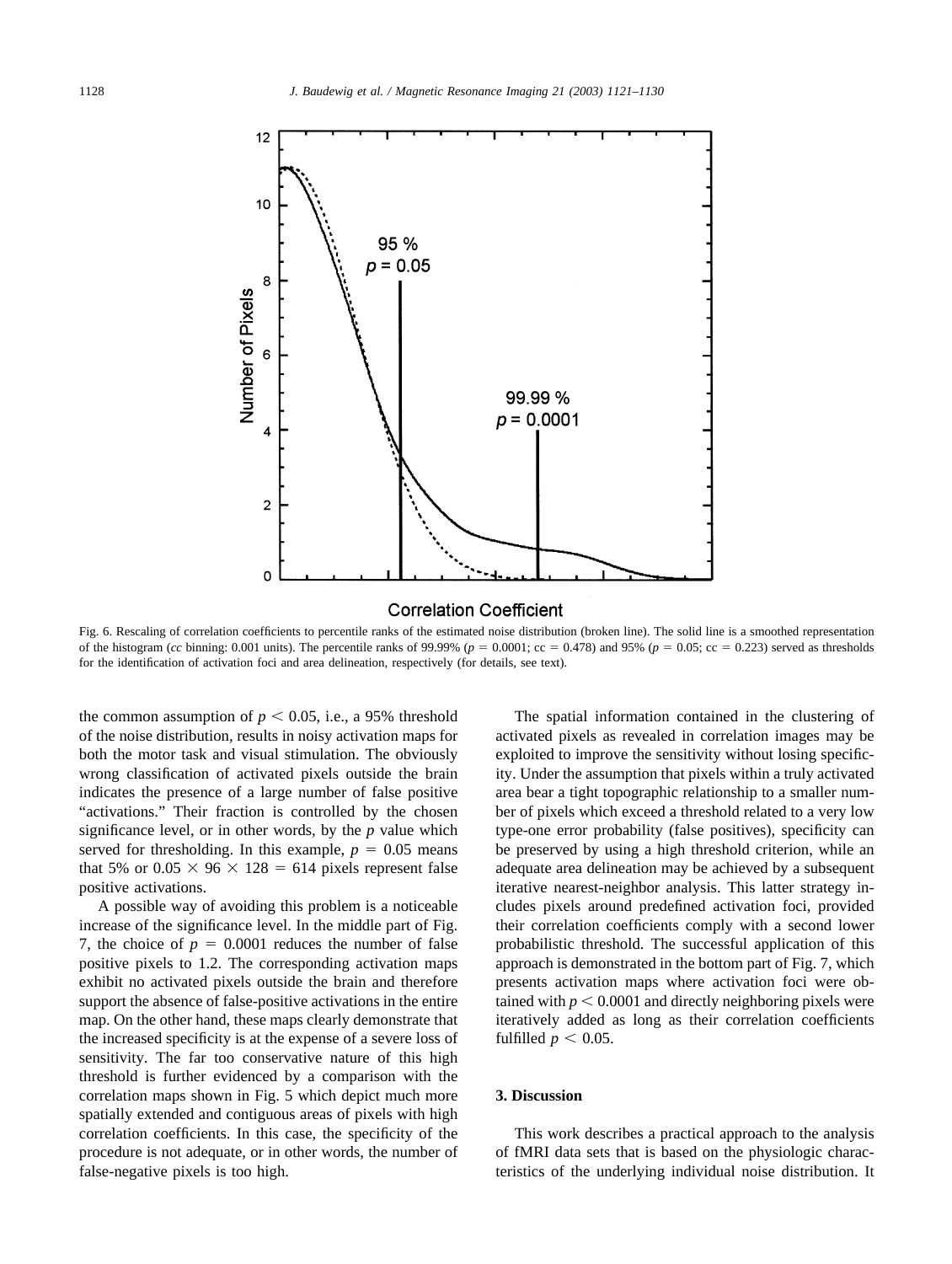Fig. 6. Rescaling of correlation coefficients to percentile ranks of the estimated noise distribution (broken line). The solid line is a smoothed representation of the histogram (*cc* binning: 0.001 units). The percentile ranks of 99.99% ($p = 0.0001$; cc = 0.478) and 95% ($p = 0.05$; cc = 0.223) served as thresholds for the identification of activation foci and area delineation, respectively (for details, see text).

the common assumption of $p < 0.05$, i.e., a 95% threshold of the noise distribution, results in noisy activation maps for both the motor task and visual stimulation. The obviously wrong classification of activated pixels outside the brain indicates the presence of a large number of false positive "activations." Their fraction is controlled by the chosen significance level, or in other words, by the *p* value which served for thresholding. In this example, $p = 0.05$ means that 5% or $0.05 \times 96 \times 128 = 614$ pixels represent false positive activations.

A possible way of avoiding this problem is a noticeable increase of the significance level. In the middle part of Fig. 7, the choice of $p = 0.0001$ reduces the number of false positive pixels to 1.2. The corresponding activation maps exhibit no activated pixels outside the brain and therefore support the absence of false-positive activations in the entire map. On the other hand, these maps clearly demonstrate that the increased specificity is at the expense of a severe loss of sensitivity. The far too conservative nature of this high threshold is further evidenced by a comparison with the correlation maps shown in Fig. 5 which depict much more spatially extended and contiguous areas of pixels with high correlation coefficients. In this case, the specificity of the procedure is not adequate, or in other words, the number of false-negative pixels is too high.

The spatial information contained in the clustering of activated pixels as revealed in correlation images may be exploited to improve the sensitivity without losing specificity. Under the assumption that pixels within a truly activated area bear a tight topographic relationship to a smaller number of pixels which exceed a threshold related to a very low type-one error probability (false positives), specificity can be preserved by using a high threshold criterion, while an adequate area delineation may be achieved by a subsequent iterative nearest-neighbor analysis. This latter strategy includes pixels around predefined activation foci, provided their correlation coefficients comply with a second lower probabilistic threshold. The successful application of this approach is demonstrated in the bottom part of Fig. 7, which presents activation maps where activation foci were obtained with $p < 0.0001$ and directly neighboring pixels were iteratively added as long as their correlation coefficients fulfilled $p < 0.05$.

## 3. Discussion

This work describes a practical approach to the analysis of fMRI data sets that is based on the physiologic characteristics of the underlying individual noise distribution. It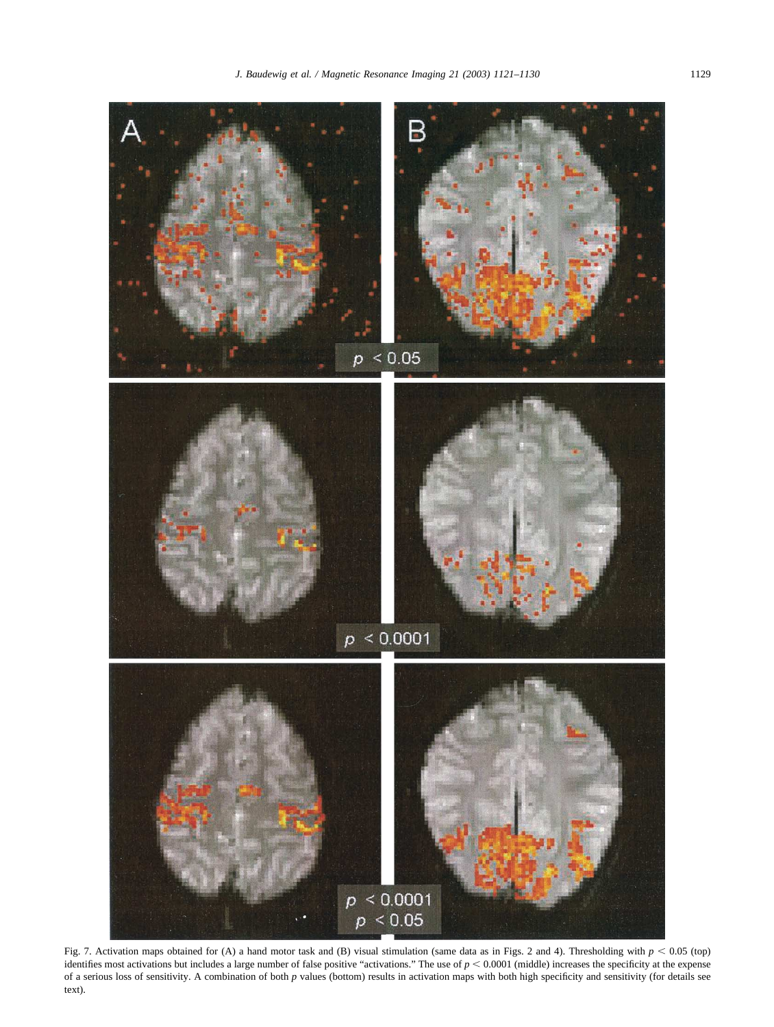Fig. 7. Activation maps obtained for (A) a hand motor task and (B) visual stimulation (same data as in Figs. 2 and 4). Thresholding with $p < 0.05$ (top) identifies most activations but includes a large number of false positive "activations." The use of $p < 0.0001$ (middle) increases the specificity at the expense of a serious loss of sensitivity. A combination of both $p$ values (bottom) results in activation maps with both high specificity and sensitivity (for details see text).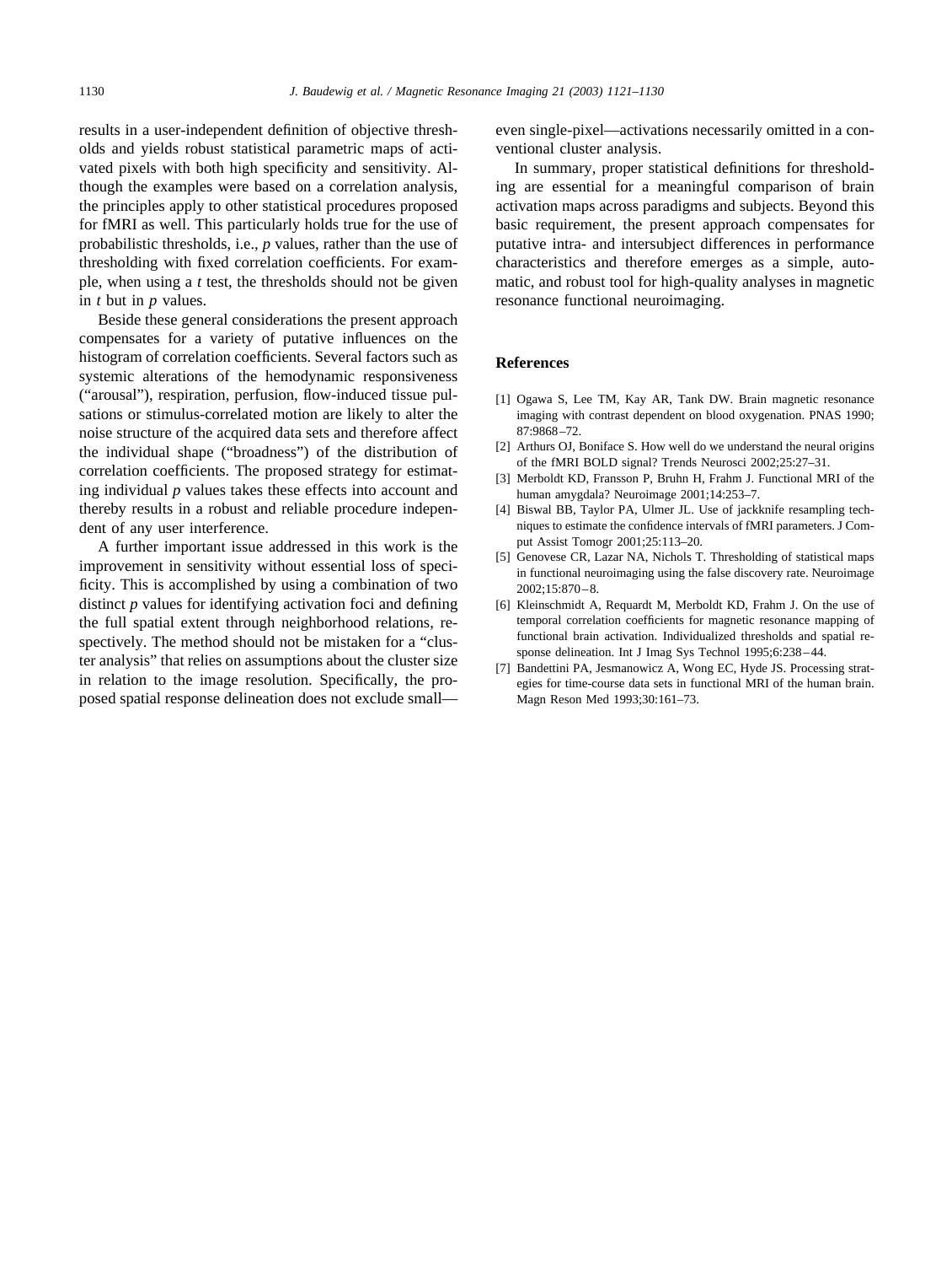results in a user-independent definition of objective thresholds and yields robust statistical parametric maps of activated pixels with both high specificity and sensitivity. Although the examples were based on a correlation analysis, the principles apply to other statistical procedures proposed for fMRI as well. This particularly holds true for the use of probabilistic thresholds, i.e., *p* values, rather than the use of thresholding with fixed correlation coefficients. For example, when using a *t* test, the thresholds should not be given in *t* but in *p* values.

Beside these general considerations the present approach compensates for a variety of putative influences on the histogram of correlation coefficients. Several factors such as systemic alterations of the hemodynamic responsiveness ("arousal"), respiration, perfusion, flow-induced tissue pulsations or stimulus-correlated motion are likely to alter the noise structure of the acquired data sets and therefore affect the individual shape ("broadness") of the distribution of correlation coefficients. The proposed strategy for estimating individual *p* values takes these effects into account and thereby results in a robust and reliable procedure independent of any user interference.

A further important issue addressed in this work is the improvement in sensitivity without essential loss of specificity. This is accomplished by using a combination of two distinct *p* values for identifying activation foci and defining the full spatial extent through neighborhood relations, respectively. The method should not be mistaken for a "cluster analysis" that relies on assumptions about the cluster size in relation to the image resolution. Specifically, the proposed spatial response delineation does not exclude small—even single-pixel—activations necessarily omitted in a conventional cluster analysis.

In summary, proper statistical definitions for thresholding are essential for a meaningful comparison of brain activation maps across paradigms and subjects. Beyond this basic requirement, the present approach compensates for putative intra- and intersubject differences in performance characteristics and therefore emerges as a simple, automatic, and robust tool for high-quality analyses in magnetic resonance functional neuroimaging.

## References

[1] Ogawa S, Lee TM, Kay AR, Tank DW. Brain magnetic resonance imaging with contrast dependent on blood oxygenation. PNAS 1990; 87:9868–72.

[2] Arthurs OJ, Boniface S. How well do we understand the neural origins of the fMRI BOLD signal? Trends Neurosci 2002;25:27–31.

[3] Merboldt KD, Fransson P, Bruhn H, Frahm J. Functional MRI of the human amygdala? Neuroimage 2001;14:253–7.

[4] Biswal BB, Taylor PA, Ulmer JL. Use of jackknife resampling techniques to estimate the confidence intervals of fMRI parameters. J Comput Assist Tomogr 2001;25:113–20.

[5] Genovese CR, Lazar NA, Nichols T. Thresholding of statistical maps in functional neuroimaging using the false discovery rate. Neuroimage 2002;15:870–8.

[6] Kleinschmidt A, Requardt M, Merboldt KD, Frahm J. On the use of temporal correlation coefficients for magnetic resonance mapping of functional brain activation. Individualized thresholds and spatial response delineation. Int J Imag Sys Technol 1995;6:238–44.

[7] Bandettini PA, Jesmanowicz A, Wong EC, Hyde JS. Processing strategies for time-course data sets in functional MRI of the human brain. Magn Reson Med 1993;30:161–73.